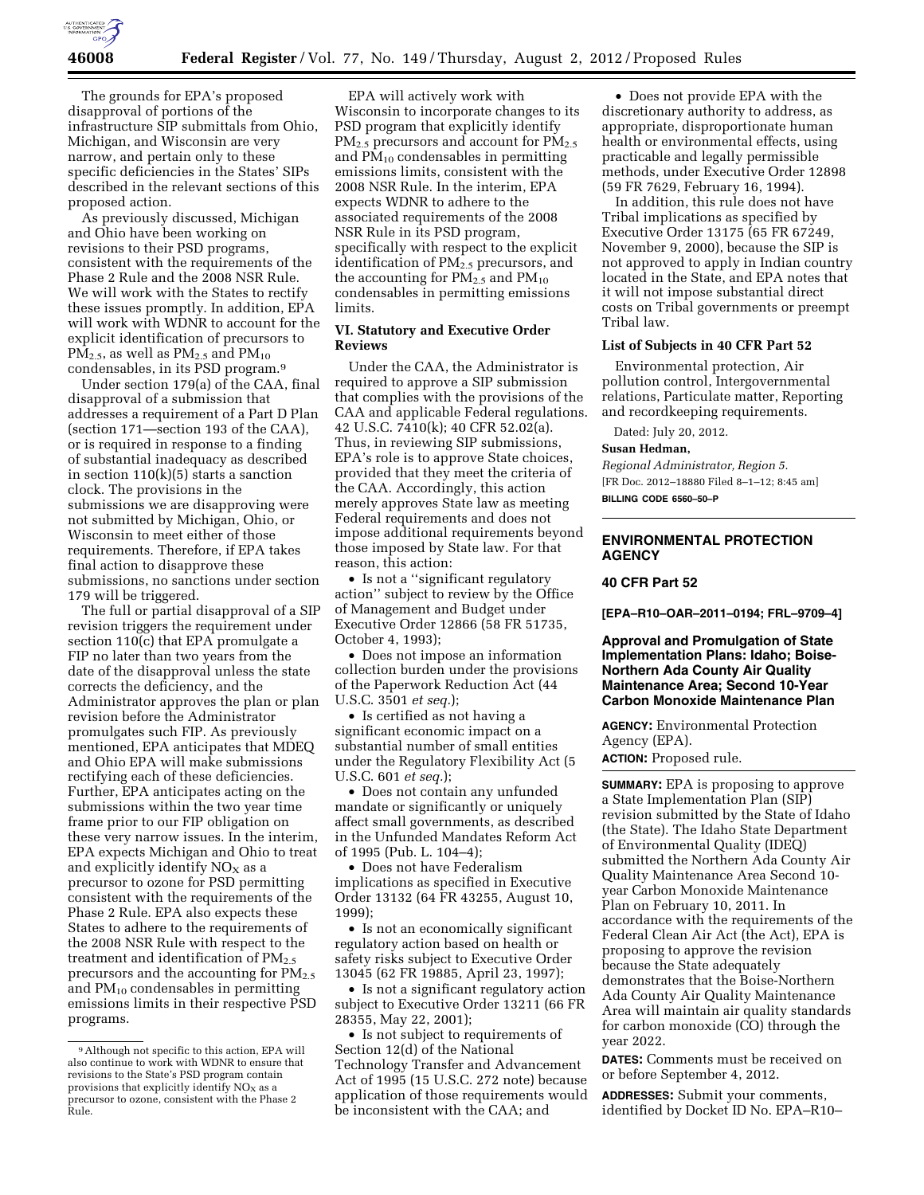The grounds for EPA's proposed disapproval of portions of the infrastructure SIP submittals from Ohio, Michigan, and Wisconsin are very narrow, and pertain only to these specific deficiencies in the States' SIPs described in the relevant sections of this proposed action.

As previously discussed, Michigan and Ohio have been working on revisions to their PSD programs, consistent with the requirements of the Phase 2 Rule and the 2008 NSR Rule. We will work with the States to rectify these issues promptly. In addition, EPA will work with WDNR to account for the explicit identification of precursors to $PM_{2.5}$, as well as $PM_{2.5}$ and $PM_{10}$ condensables, in its PSD program.[9]

Under section 179(a) of the CAA, final disapproval of a submission that addresses a requirement of a Part D Plan (section 171—section 193 of the CAA), or is required in response to a finding of substantial inadequacy as described in section 110(k)(5) starts a sanction clock. The provisions in the submissions we are disapproving were not submitted by Michigan, Ohio, or Wisconsin to meet either of those requirements. Therefore, if EPA takes final action to disapprove these submissions, no sanctions under section 179 will be triggered.

The full or partial disapproval of a SIP revision triggers the requirement under section 110(c) that EPA promulgate a FIP no later than two years from the date of the disapproval unless the state corrects the deficiency, and the Administrator approves the plan or plan revision before the Administrator promulgates such FIP. As previously mentioned, EPA anticipates that MDEQ and Ohio EPA will make submissions rectifying each of these deficiencies. Further, EPA anticipates acting on the submissions within the two year time frame prior to our FIP obligation on these very narrow issues. In the interim, EPA expects Michigan and Ohio to treat and explicitly identify $NO_X$ as a precursor to ozone for PSD permitting consistent with the requirements of the Phase 2 Rule. EPA also expects these States to adhere to the requirements of the 2008 NSR Rule with respect to the treatment and identification of $PM_{2.5}$ precursors and the accounting for $PM_{2.5}$ and $PM_{10}$ condensables in permitting emissions limits in their respective PSD programs.

[9] Although not specific to this action, EPA will also continue to work with WDNR to ensure that revisions to the State's PSD program contain provisions that explicitly identify $NO_X$ as a precursor to ozone, consistent with the Phase 2 Rule.

EPA will actively work with Wisconsin to incorporate changes to its PSD program that explicitly identify $PM_{2.5}$ precursors and account for $PM_{2.5}$ and $PM_{10}$ condensables in permitting emissions limits, consistent with the 2008 NSR Rule. In the interim, EPA expects WDNR to adhere to the associated requirements of the 2008 NSR Rule in its PSD program, specifically with respect to the explicit identification of $PM_{2.5}$ precursors, and the accounting for $PM_{2.5}$ and $PM_{10}$ condensables in permitting emissions limits.

## VI. Statutory and Executive Order Reviews

Under the CAA, the Administrator is required to approve a SIP submission that complies with the provisions of the CAA and applicable Federal regulations. 42 U.S.C. 7410(k); 40 CFR 52.02(a). Thus, in reviewing SIP submissions, EPA's role is to approve State choices, provided that they meet the criteria of the CAA. Accordingly, this action merely approves State law as meeting Federal requirements and does not impose additional requirements beyond those imposed by State law. For that reason, this action:

- Is not a ''significant regulatory action'' subject to review by the Office of Management and Budget under Executive Order 12866 (58 FR 51735, October 4, 1993);
- Does not impose an information collection burden under the provisions of the Paperwork Reduction Act (44 U.S.C. 3501 *et seq.*);
- Is certified as not having a significant economic impact on a substantial number of small entities under the Regulatory Flexibility Act (5 U.S.C. 601 *et seq.*);
- Does not contain any unfunded mandate or significantly or uniquely affect small governments, as described in the Unfunded Mandates Reform Act of 1995 (Pub. L. 104–4);
- Does not have Federalism implications as specified in Executive Order 13132 (64 FR 43255, August 10, 1999);
- Is not an economically significant regulatory action based on health or safety risks subject to Executive Order 13045 (62 FR 19885, April 23, 1997);
- Is not a significant regulatory action subject to Executive Order 13211 (66 FR 28355, May 22, 2001);
- Is not subject to requirements of Section 12(d) of the National Technology Transfer and Advancement Act of 1995 (15 U.S.C. 272 note) because application of those requirements would be inconsistent with the CAA; and
- Does not provide EPA with the discretionary authority to address, as appropriate, disproportionate human health or environmental effects, using practicable and legally permissible methods, under Executive Order 12898 (59 FR 7629, February 16, 1994).

In addition, this rule does not have Tribal implications as specified by Executive Order 13175 (65 FR 67249, November 9, 2000), because the SIP is not approved to apply in Indian country located in the State, and EPA notes that it will not impose substantial direct costs on Tribal governments or preempt Tribal law.

### List of Subjects in 40 CFR Part 52

Environmental protection, Air pollution control, Intergovernmental relations, Particulate matter, Reporting and recordkeeping requirements.

Dated: July 20, 2012.

**Susan Hedman,**

*Regional Administrator, Region 5.*

[FR Doc. 2012–18880 Filed 8–1–12; 8:45 am]

**BILLING CODE 6560–50–P**

---

## ENVIRONMENTAL PROTECTION AGENCY

### 40 CFR Part 52

**[EPA–R10–OAR–2011–0194; FRL–9709–4]**

### Approval and Promulgation of State Implementation Plans: Idaho; Boise-Northern Ada County Air Quality Maintenance Area; Second 10-Year Carbon Monoxide Maintenance Plan

**AGENCY:** Environmental Protection Agency (EPA).

**ACTION:** Proposed rule.

**SUMMARY:** EPA is proposing to approve a State Implementation Plan (SIP) revision submitted by the State of Idaho (the State). The Idaho State Department of Environmental Quality (IDEQ) submitted the Northern Ada County Air Quality Maintenance Area Second 10-year Carbon Monoxide Maintenance Plan on February 10, 2011. In accordance with the requirements of the Federal Clean Air Act (the Act), EPA is proposing to approve the revision because the State adequately demonstrates that the Boise-Northern Ada County Air Quality Maintenance Area will maintain air quality standards for carbon monoxide (CO) through the year 2022.

**DATES:** Comments must be received on or before September 4, 2012.

**ADDRESSES:** Submit your comments, identified by Docket ID No. EPA–R10–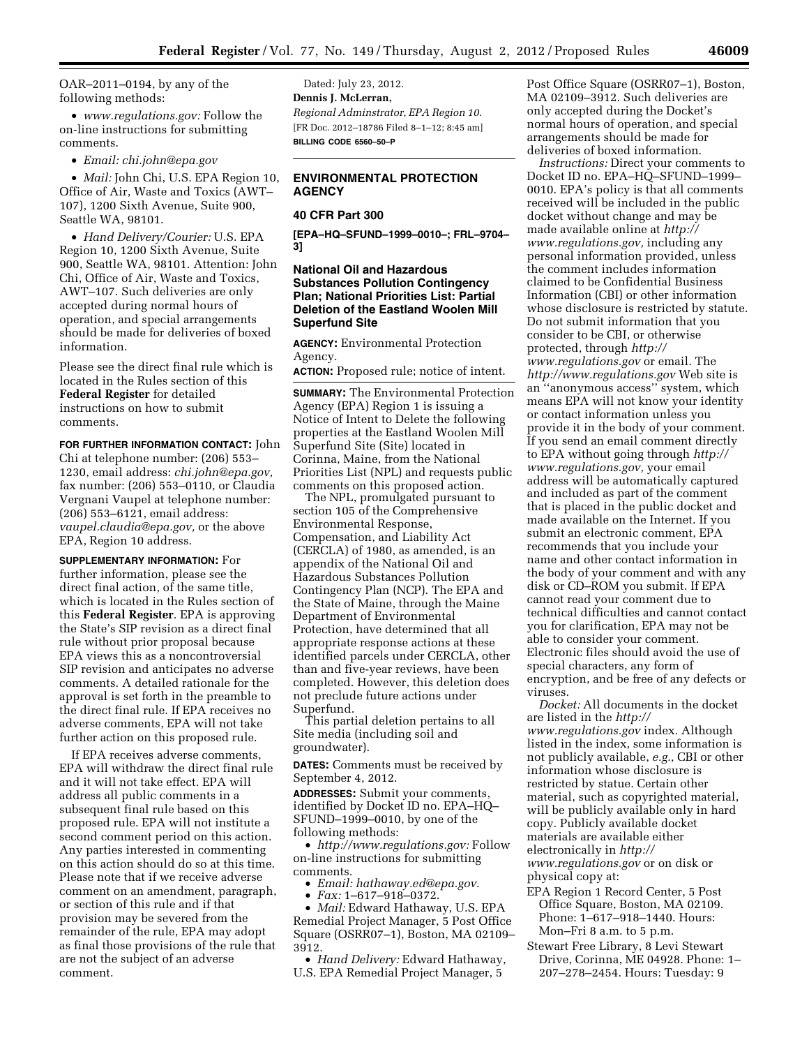OAR–2011–0194, by any of the following methods:

- *www.regulations.gov:* Follow the on-line instructions for submitting comments.
- *Email: chi.john@epa.gov*
- *Mail:* John Chi, U.S. EPA Region 10, Office of Air, Waste and Toxics (AWT–107), 1200 Sixth Avenue, Suite 900, Seattle WA, 98101.
- *Hand Delivery/Courier:* U.S. EPA Region 10, 1200 Sixth Avenue, Suite 900, Seattle WA, 98101. Attention: John Chi, Office of Air, Waste and Toxics, AWT–107. Such deliveries are only accepted during normal hours of operation, and special arrangements should be made for deliveries of boxed information.

Please see the direct final rule which is located in the Rules section of this **Federal Register** for detailed instructions on how to submit comments.

**FOR FURTHER INFORMATION CONTACT:** John Chi at telephone number: (206) 553–1230, email address: *chi.john@epa.gov,* fax number: (206) 553–0110, or Claudia Vergnani Vaupel at telephone number: (206) 553–6121, email address: *vaupel.claudia@epa.gov,* or the above EPA, Region 10 address.

**SUPPLEMENTARY INFORMATION:** For further information, please see the direct final action, of the same title, which is located in the Rules section of this **Federal Register**. EPA is approving the State's SIP revision as a direct final rule without prior proposal because EPA views this as a noncontroversial SIP revision and anticipates no adverse comments. A detailed rationale for the approval is set forth in the preamble to the direct final rule. If EPA receives no adverse comments, EPA will not take further action on this proposed rule.

If EPA receives adverse comments, EPA will withdraw the direct final rule and it will not take effect. EPA will address all public comments in a subsequent final rule based on this proposed rule. EPA will not institute a second comment period on this action. Any parties interested in commenting on this action should do so at this time. Please note that if we receive adverse comment on an amendment, paragraph, or section of this rule and if that provision may be severed from the remainder of the rule, EPA may adopt as final those provisions of the rule that are not the subject of an adverse comment.

Dated: July 23, 2012.

**Dennis J. McLerran,**

*Regional Adminstrator, EPA Region 10.*

[FR Doc. 2012–18786 Filed 8–1–12; 8:45 am]

**BILLING CODE 6560–50–P**

---

## ENVIRONMENTAL PROTECTION AGENCY

### 40 CFR Part 300

**[EPA–HQ–SFUND–1999–0010–; FRL–9704–3]**

### National Oil and Hazardous Substances Pollution Contingency Plan; National Priorities List: Partial Deletion of the Eastland Woolen Mill Superfund Site

**AGENCY:** Environmental Protection Agency.

**ACTION:** Proposed rule; notice of intent.

**SUMMARY:** The Environmental Protection Agency (EPA) Region 1 is issuing a Notice of Intent to Delete the following properties at the Eastland Woolen Mill Superfund Site (Site) located in Corinna, Maine, from the National Priorities List (NPL) and requests public comments on this proposed action.

The NPL, promulgated pursuant to section 105 of the Comprehensive Environmental Response, Compensation, and Liability Act (CERCLA) of 1980, as amended, is an appendix of the National Oil and Hazardous Substances Pollution Contingency Plan (NCP). The EPA and the State of Maine, through the Maine Department of Environmental Protection, have determined that all appropriate response actions at these identified parcels under CERCLA, other than and five-year reviews, have been completed. However, this deletion does not preclude future actions under Superfund.

This partial deletion pertains to all Site media (including soil and groundwater).

**DATES:** Comments must be received by September 4, 2012.

**ADDRESSES:** Submit your comments, identified by Docket ID no. EPA–HQ–SFUND–1999–0010, by one of the following methods:

- *http://www.regulations.gov:* Follow on-line instructions for submitting comments.
- *Email: hathaway.ed@epa.gov.*
- *Fax:* 1–617–918–0372.
- *Mail:* Edward Hathaway, U.S. EPA Remedial Project Manager, 5 Post Office Square (OSRR07–1), Boston, MA 02109–3912.
- *Hand Delivery:* Edward Hathaway, U.S. EPA Remedial Project Manager, 5 Post Office Square (OSRR07–1), Boston, MA 02109–3912. Such deliveries are only accepted during the Docket's normal hours of operation, and special arrangements should be made for deliveries of boxed information.

*Instructions:* Direct your comments to Docket ID no. EPA–HQ–SFUND–1999–0010. EPA's policy is that all comments received will be included in the public docket without change and may be made available online at *http://www.regulations.gov,* including any personal information provided, unless the comment includes information claimed to be Confidential Business Information (CBI) or other information whose disclosure is restricted by statute. Do not submit information that you consider to be CBI, or otherwise protected, through *http://www.regulations.gov* or email. The *http://www.regulations.gov* Web site is an ''anonymous access'' system, which means EPA will not know your identity or contact information unless you provide it in the body of your comment. If you send an email comment directly to EPA without going through *http://www.regulations.gov,* your email address will be automatically captured and included as part of the comment that is placed in the public docket and made available on the Internet. If you submit an electronic comment, EPA recommends that you include your name and other contact information in the body of your comment and with any disk or CD–ROM you submit. If EPA cannot read your comment due to technical difficulties and cannot contact you for clarification, EPA may not be able to consider your comment. Electronic files should avoid the use of special characters, any form of encryption, and be free of any defects or viruses.

*Docket:* All documents in the docket are listed in the *http://www.regulations.gov* index. Although listed in the index, some information is not publicly available, *e.g.,* CBI or other information whose disclosure is restricted by statue. Certain other material, such as copyrighted material, will be publicly available only in hard copy. Publicly available docket materials are available either electronically in *http://www.regulations.gov* or on disk or physical copy at:

EPA Region 1 Record Center, 5 Post Office Square, Boston, MA 02109. Phone: 1–617–918–1440. Hours: Mon–Fri 8 a.m. to 5 p.m.

Stewart Free Library, 8 Levi Stewart Drive, Corinna, ME 04928. Phone: 1–207–278–2454. Hours: Tuesday: 9